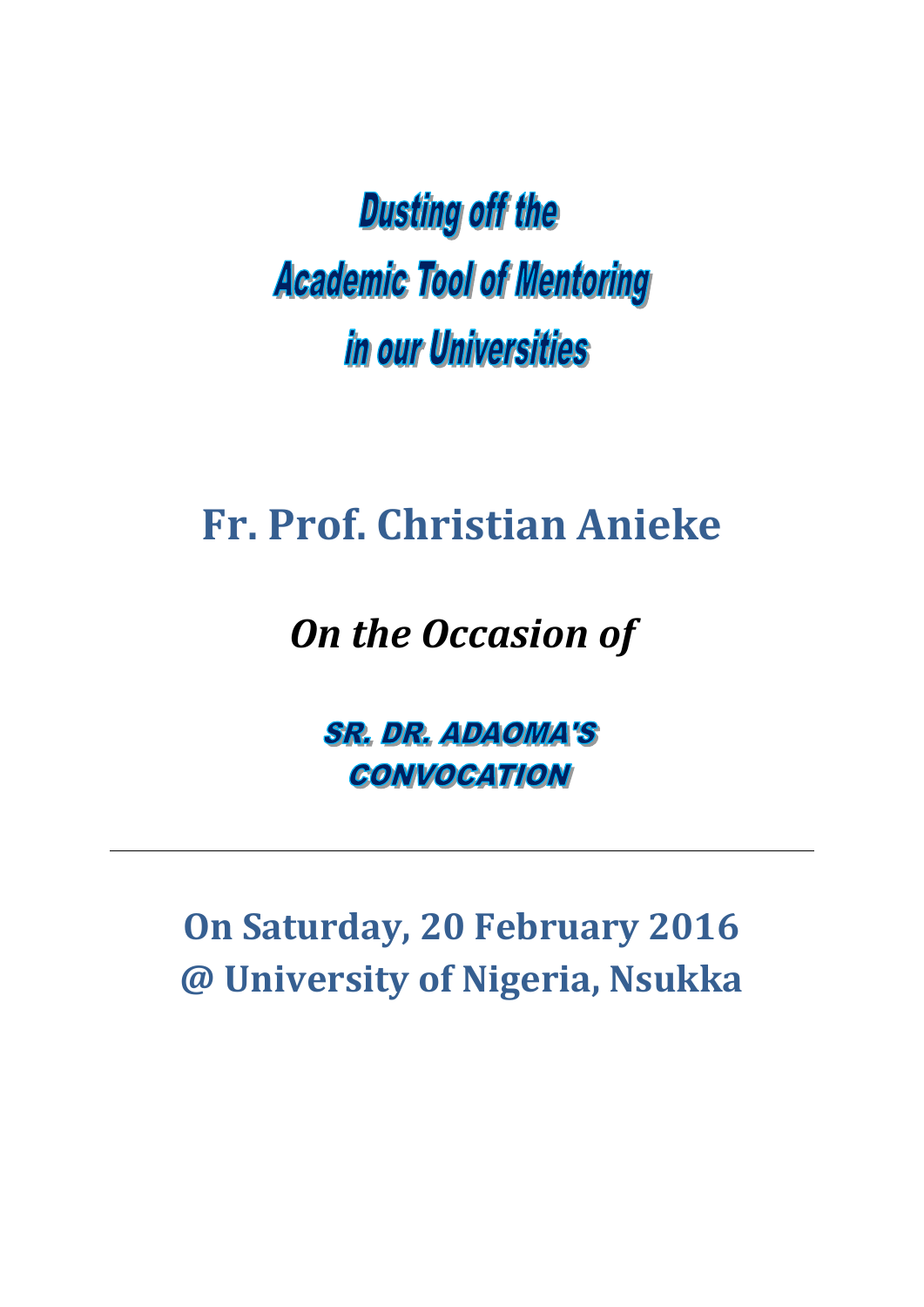# Dusting off the Academic Tool of Mentoring in our Universities

## Fr. Prof. Christian Anieke

### *On the Occasion of*

**SR. DR. ADAOMA'S CONVOCATION**

---

## On Saturday, 20 February 2016 @ University of Nigeria, Nsukka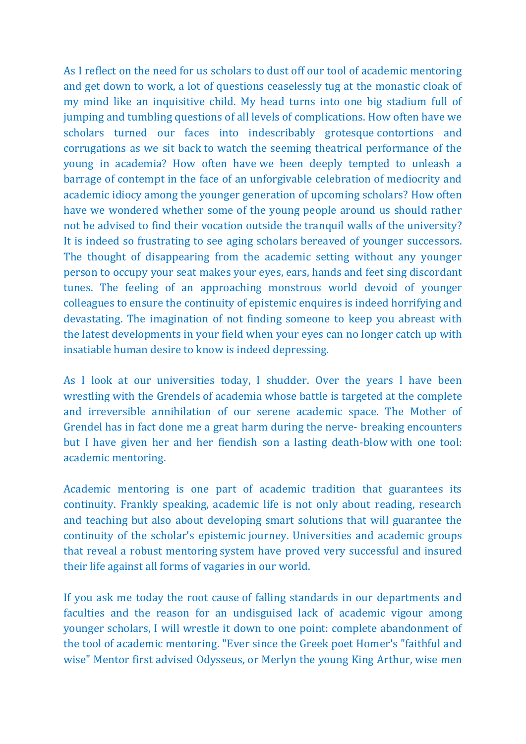As I reflect on the need for us scholars to dust off our tool of academic mentoring and get down to work, a lot of questions ceaselessly tug at the monastic cloak of my mind like an inquisitive child. My head turns into one big stadium full of jumping and tumbling questions of all levels of complications. How often have we scholars turned our faces into indescribably grotesque contortions and corrugations as we sit back to watch the seeming theatrical performance of the young in academia? How often have we been deeply tempted to unleash a barrage of contempt in the face of an unforgivable celebration of mediocrity and academic idiocy among the younger generation of upcoming scholars? How often have we wondered whether some of the young people around us should rather not be advised to find their vocation outside the tranquil walls of the university? It is indeed so frustrating to see aging scholars bereaved of younger successors. The thought of disappearing from the academic setting without any younger person to occupy your seat makes your eyes, ears, hands and feet sing discordant tunes. The feeling of an approaching monstrous world devoid of younger colleagues to ensure the continuity of epistemic enquires is indeed horrifying and devastating. The imagination of not finding someone to keep you abreast with the latest developments in your field when your eyes can no longer catch up with insatiable human desire to know is indeed depressing.

As I look at our universities today, I shudder. Over the years I have been wrestling with the Grendels of academia whose battle is targeted at the complete and irreversible annihilation of our serene academic space. The Mother of Grendel has in fact done me a great harm during the nerve- breaking encounters but I have given her and her fiendish son a lasting death-blow with one tool: academic mentoring.

Academic mentoring is one part of academic tradition that guarantees its continuity. Frankly speaking, academic life is not only about reading, research and teaching but also about developing smart solutions that will guarantee the continuity of the scholar's epistemic journey. Universities and academic groups that reveal a robust mentoring system have proved very successful and insured their life against all forms of vagaries in our world.

If you ask me today the root cause of falling standards in our departments and faculties and the reason for an undisguised lack of academic vigour among younger scholars, I will wrestle it down to one point: complete abandonment of the tool of academic mentoring. "Ever since the Greek poet Homer's "faithful and wise" Mentor first advised Odysseus, or Merlyn the young King Arthur, wise men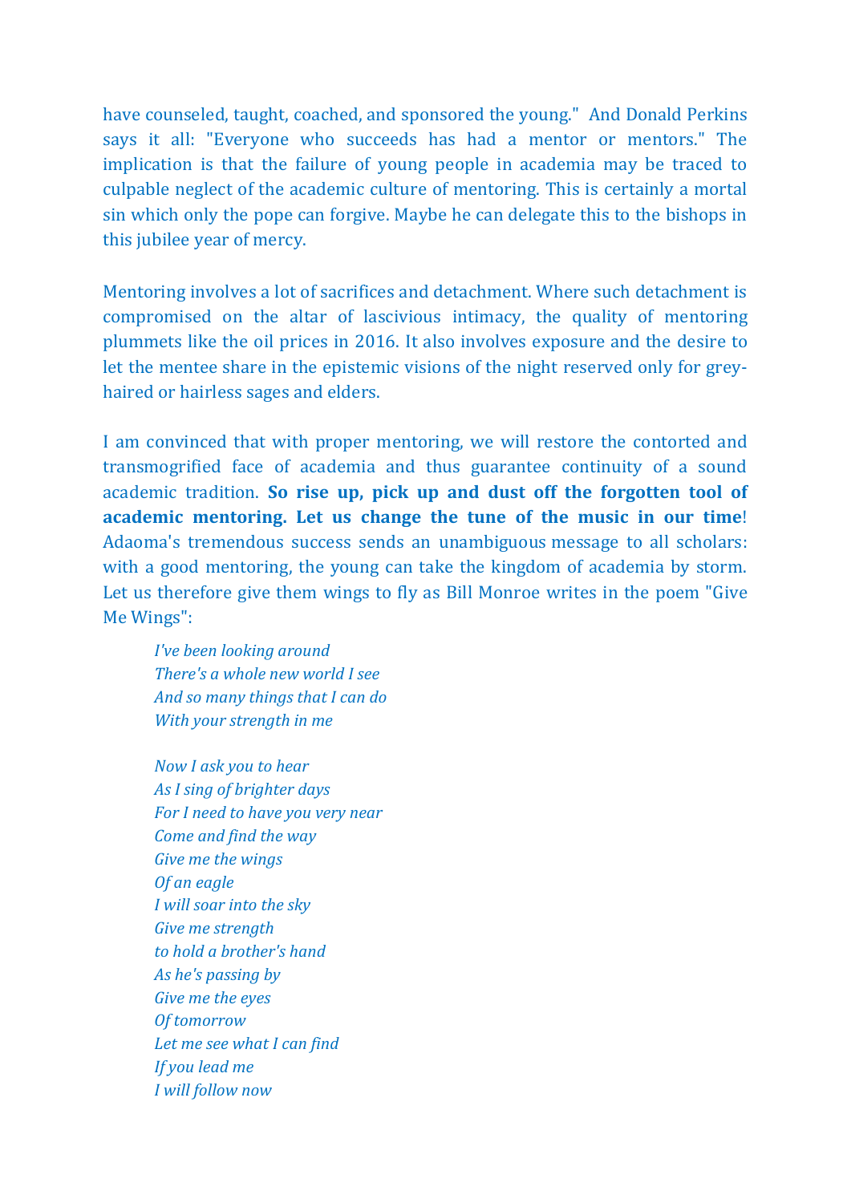have counseled, taught, coached, and sponsored the young." And Donald Perkins says it all: "Everyone who succeeds has had a mentor or mentors." The implication is that the failure of young people in academia may be traced to culpable neglect of the academic culture of mentoring. This is certainly a mortal sin which only the pope can forgive. Maybe he can delegate this to the bishops in this jubilee year of mercy.

Mentoring involves a lot of sacrifices and detachment. Where such detachment is compromised on the altar of lascivious intimacy, the quality of mentoring plummets like the oil prices in 2016. It also involves exposure and the desire to let the mentee share in the epistemic visions of the night reserved only for grey-haired or hairless sages and elders.

I am convinced that with proper mentoring, we will restore the contorted and transmogrified face of academia and thus guarantee continuity of a sound academic tradition. **So rise up, pick up and dust off the forgotten tool of academic mentoring. Let us change the tune of the music in our time**! Adaoma's tremendous success sends an unambiguous message to all scholars: with a good mentoring, the young can take the kingdom of academia by storm. Let us therefore give them wings to fly as Bill Monroe writes in the poem "Give Me Wings":

*I've been looking around*
*There's a whole new world I see*
*And so many things that I can do*
*With your strength in me*

*Now I ask you to hear*
*As I sing of brighter days*
*For I need to have you very near*
*Come and find the way*
*Give me the wings*
*Of an eagle*
*I will soar into the sky*
*Give me strength*
*to hold a brother's hand*
*As he's passing by*
*Give me the eyes*
*Of tomorrow*
*Let me see what I can find*
*If you lead me*
*I will follow now*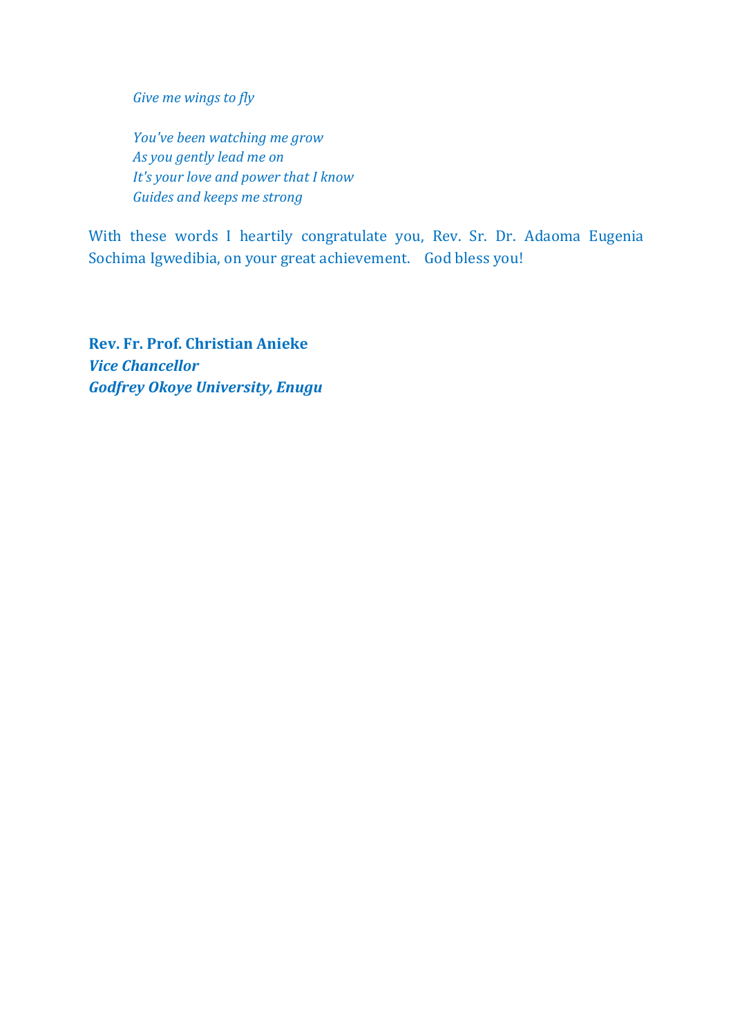*Give me wings to fly*

*You've been watching me grow*
*As you gently lead me on*
*It's your love and power that I know*
*Guides and keeps me strong*

With these words I heartily congratulate you, Rev. Sr. Dr. Adaoma Eugenia Sochima Igwedibia, on your great achievement. God bless you!

**Rev. Fr. Prof. Christian Anieke**
***Vice Chancellor***
***Godfrey Okoye University, Enugu***